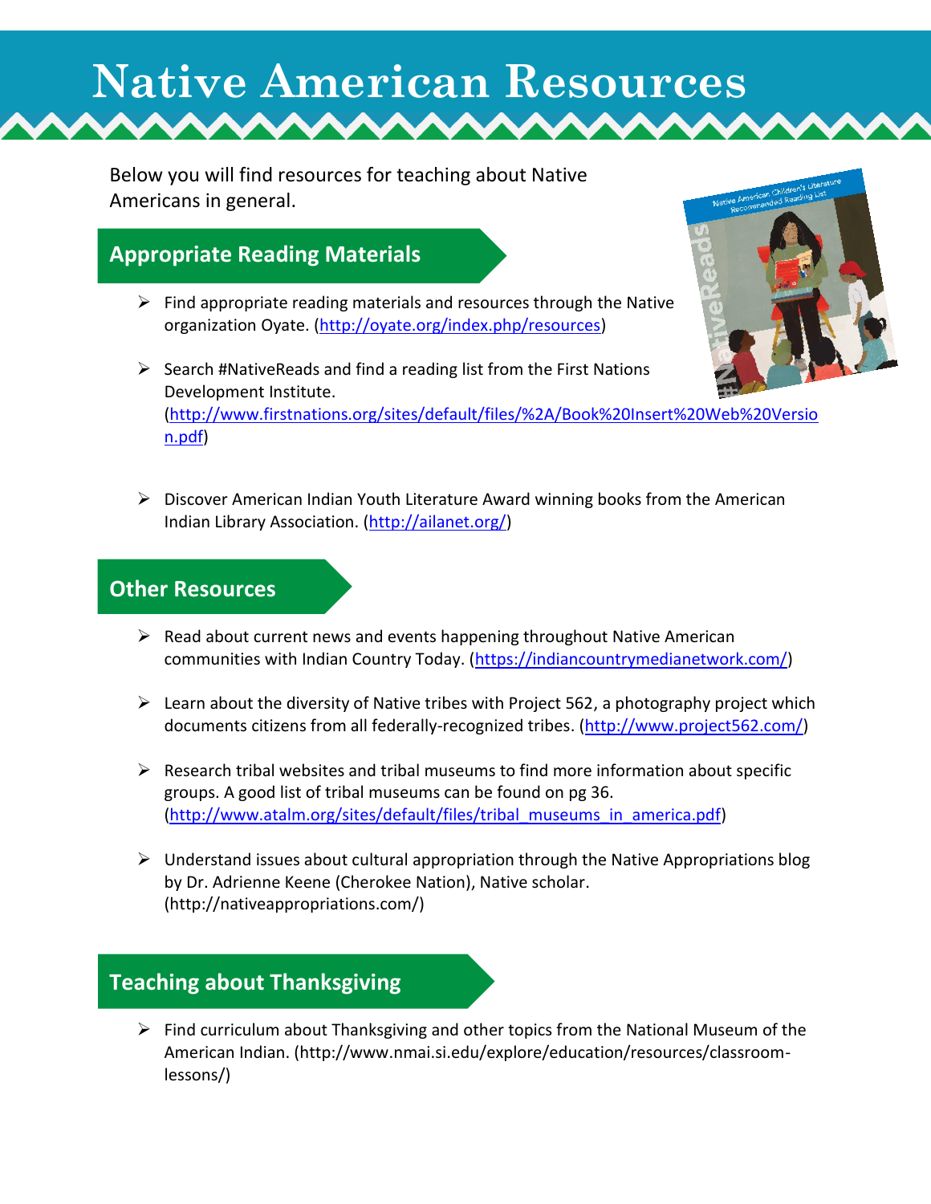# Native American Resources

Below you will find resources for teaching about Native Americans in general.

## Appropriate Reading Materials

- Find appropriate reading materials and resources through the Native organization Oyate. (http://oyate.org/index.php/resources)
- Search #NativeReads and find a reading list from the First Nations Development Institute. (http://www.firstnations.org/sites/default/files/%2A/Book%20Insert%20Web%20Version.pdf)
- Discover American Indian Youth Literature Award winning books from the American Indian Library Association. (http://ailanet.org/)

## Other Resources

- Read about current news and events happening throughout Native American communities with Indian Country Today. (https://indiancountrymedianetwork.com/)
- Learn about the diversity of Native tribes with Project 562, a photography project which documents citizens from all federally-recognized tribes. (http://www.project562.com/)
- Research tribal websites and tribal museums to find more information about specific groups. A good list of tribal museums can be found on pg 36. (http://www.atalm.org/sites/default/files/tribal_museums_in_america.pdf)
- Understand issues about cultural appropriation through the Native Appropriations blog by Dr. Adrienne Keene (Cherokee Nation), Native scholar. (http://nativeappropriations.com/)

## Teaching about Thanksgiving

- Find curriculum about Thanksgiving and other topics from the National Museum of the American Indian. (http://www.nmai.si.edu/explore/education/resources/classroom-lessons/)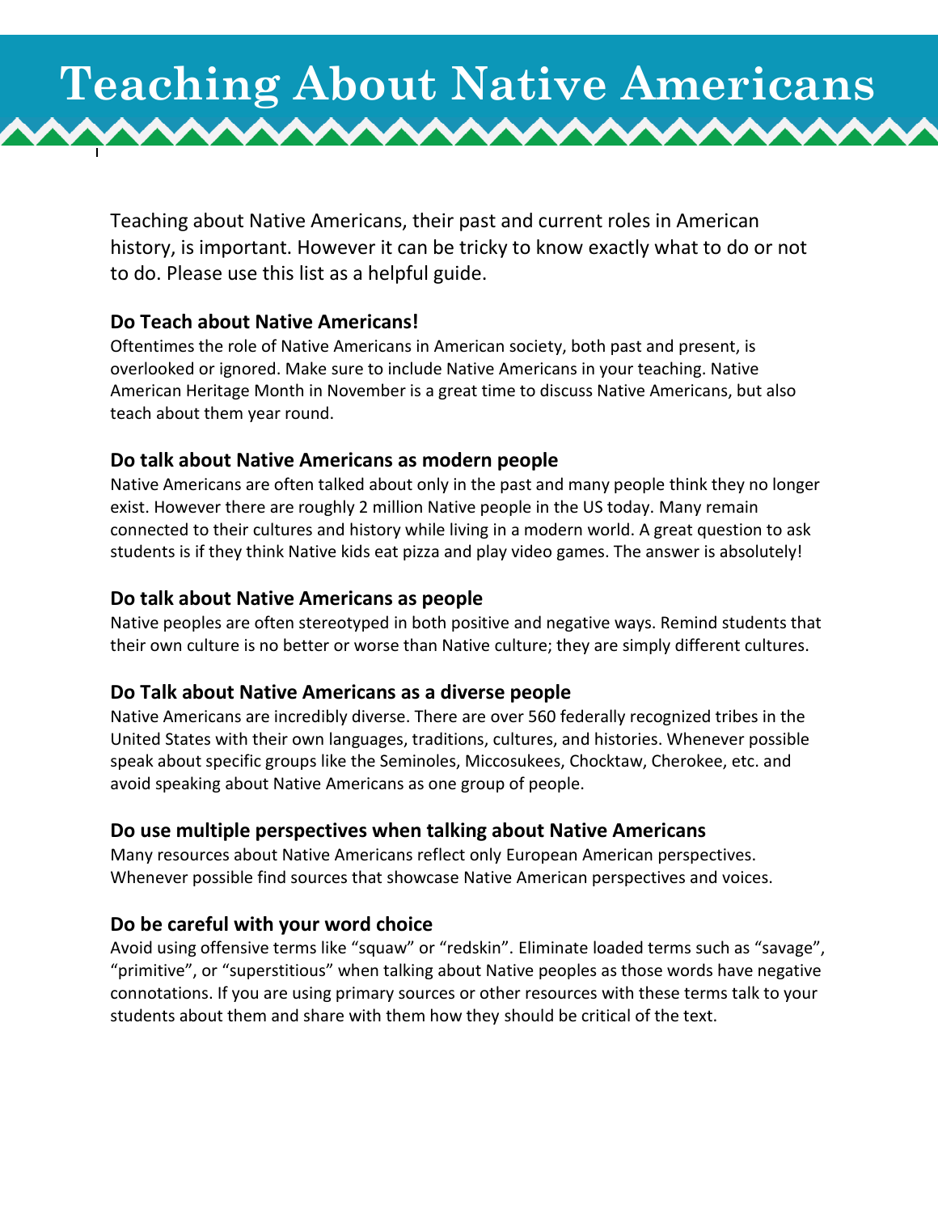# Teaching About Native Americans

Teaching about Native Americans, their past and current roles in American history, is important. However it can be tricky to know exactly what to do or not to do. Please use this list as a helpful guide.

### Do Teach about Native Americans!

Oftentimes the role of Native Americans in American society, both past and present, is overlooked or ignored. Make sure to include Native Americans in your teaching. Native American Heritage Month in November is a great time to discuss Native Americans, but also teach about them year round.

### Do talk about Native Americans as modern people

Native Americans are often talked about only in the past and many people think they no longer exist. However there are roughly 2 million Native people in the US today. Many remain connected to their cultures and history while living in a modern world. A great question to ask students is if they think Native kids eat pizza and play video games. The answer is absolutely!

### Do talk about Native Americans as people

Native peoples are often stereotyped in both positive and negative ways. Remind students that their own culture is no better or worse than Native culture; they are simply different cultures.

### Do Talk about Native Americans as a diverse people

Native Americans are incredibly diverse. There are over 560 federally recognized tribes in the United States with their own languages, traditions, cultures, and histories. Whenever possible speak about specific groups like the Seminoles, Miccosukees, Chocktaw, Cherokee, etc. and avoid speaking about Native Americans as one group of people.

### Do use multiple perspectives when talking about Native Americans

Many resources about Native Americans reflect only European American perspectives. Whenever possible find sources that showcase Native American perspectives and voices.

### Do be careful with your word choice

Avoid using offensive terms like "squaw" or "redskin". Eliminate loaded terms such as "savage", "primitive", or "superstitious" when talking about Native peoples as those words have negative connotations. If you are using primary sources or other resources with these terms talk to your students about them and share with them how they should be critical of the text.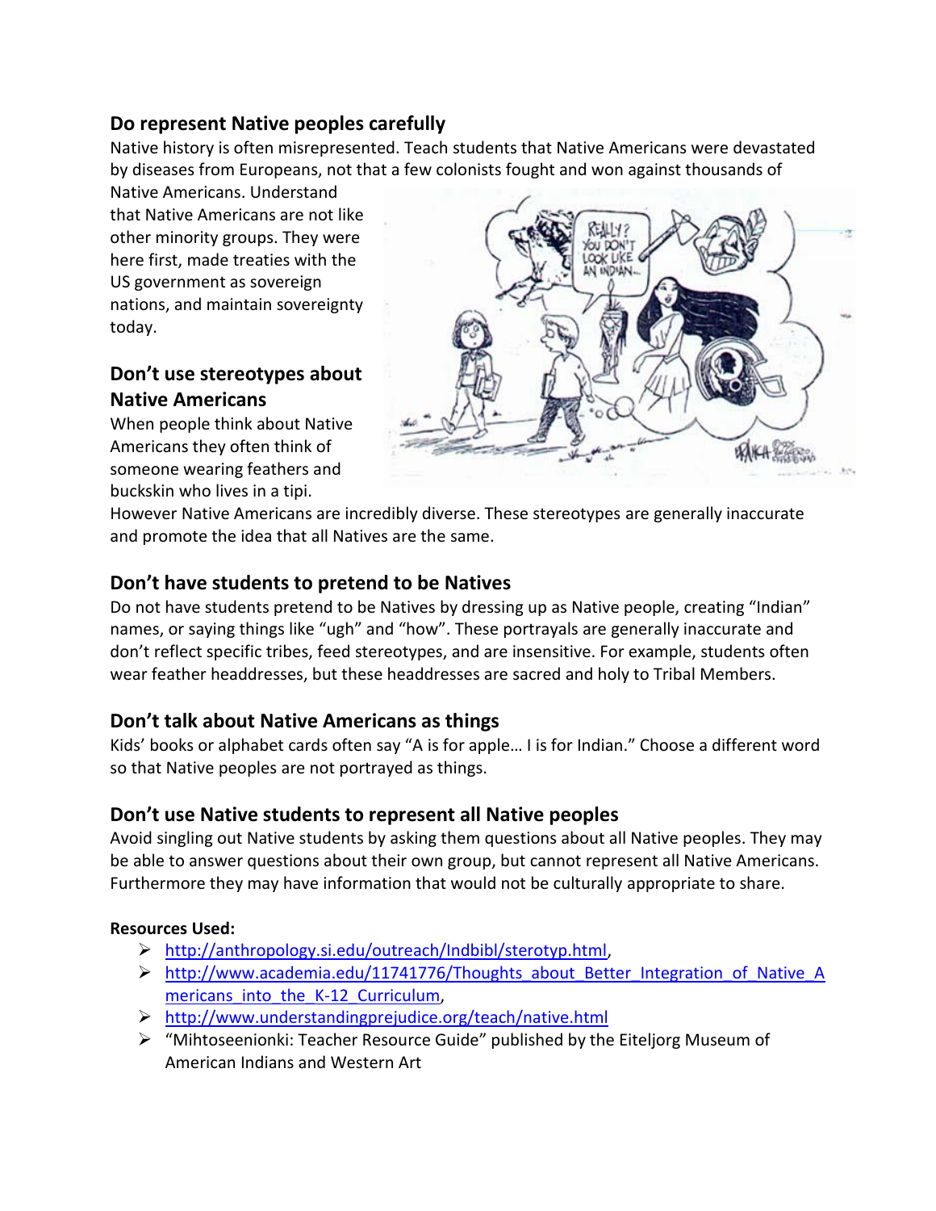## Do represent Native peoples carefully

Native history is often misrepresented. Teach students that Native Americans were devastated by diseases from Europeans, not that a few colonists fought and won against thousands of Native Americans. Understand that Native Americans are not like other minority groups. They were here first, made treaties with the US government as sovereign nations, and maintain sovereignty today.

## Don't use stereotypes about Native Americans

When people think about Native Americans they often think of someone wearing feathers and buckskin who lives in a tipi. However Native Americans are incredibly diverse. These stereotypes are generally inaccurate and promote the idea that all Natives are the same.

## Don't have students to pretend to be Natives

Do not have students pretend to be Natives by dressing up as Native people, creating "Indian" names, or saying things like "ugh" and "how". These portrayals are generally inaccurate and don't reflect specific tribes, feed stereotypes, and are insensitive. For example, students often wear feather headdresses, but these headdresses are sacred and holy to Tribal Members.

## Don't talk about Native Americans as things

Kids' books or alphabet cards often say "A is for apple… I is for Indian." Choose a different word so that Native peoples are not portrayed as things.

## Don't use Native students to represent all Native peoples

Avoid singling out Native students by asking them questions about all Native peoples. They may be able to answer questions about their own group, but cannot represent all Native Americans. Furthermore they may have information that would not be culturally appropriate to share.

**Resources Used:**

- http://anthropology.si.edu/outreach/Indbibl/sterotyp.html,
- http://www.academia.edu/11741776/Thoughts_about_Better_Integration_of_Native_Americans_into_the_K-12_Curriculum,
- http://www.understandingprejudice.org/teach/native.html
- "Mihtoseenionki: Teacher Resource Guide" published by the Eiteljorg Museum of American Indians and Western Art